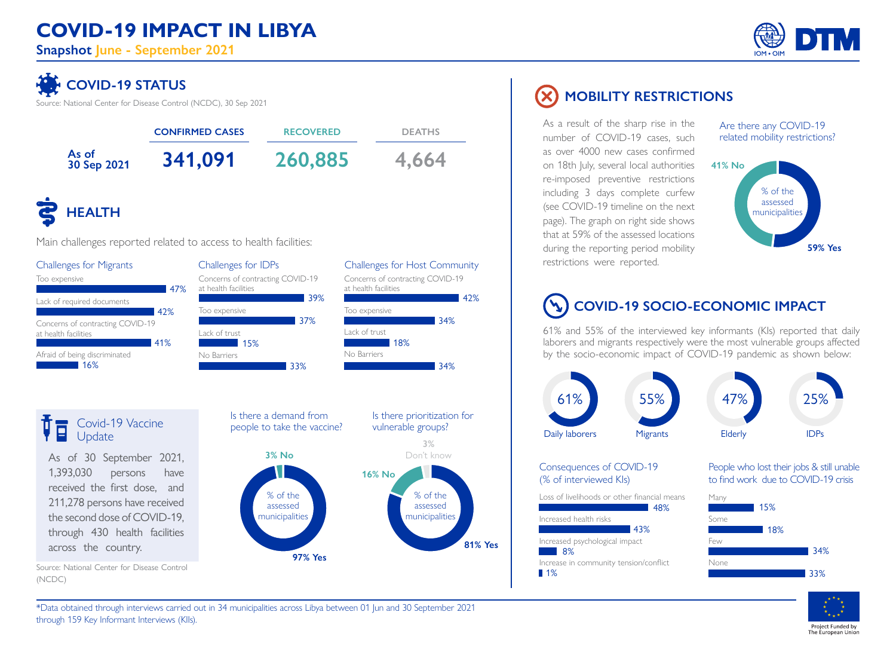# COVID-19 IMPACT IN LIBYA

**Snapshot June - September 2021**

## COVID-19 STATUS

Source: National Center for Disease Control (NCDC), 30 Sep 2021

| | CONFIRMED CASES | RECOVERED | DEATHS |
|---|---|---|---|
| As of 30 Sep 2021 | 341,091 | 260,885 | 4,664 |

## HEALTH

Main challenges reported related to access to health facilities:

**Challenges for Migrants**

| Challenge | % |
|---|---|
| Too expensive | 47% |
| Lack of required documents | 42% |
| Concerns of contracting COVID-19 at health facilities | 41% |
| Afraid of being discriminated | 16% |

**Challenges for IDPs**

| Challenge | % |
|---|---|
| Concerns of contracting COVID-19 at health facilities | 39% |
| Too expensive | 37% |
| Lack of trust | 15% |
| No Barriers | 33% |

**Challenges for Host Community**

| Challenge | % |
|---|---|
| Concerns of contracting COVID-19 at health facilities | 42% |
| Too expensive | 34% |
| Lack of trust | 18% |
| No Barriers | 34% |

### Covid-19 Vaccine Update

As of 30 September 2021, 1,393,030 persons have received the first dose, and 211,278 persons have received the second dose of COVID-19, through 430 health facilities across the country.

Source: National Center for Disease Control (NCDC)

**Is there a demand from people to take the vaccine?** (% of the assessed municipalities)

- 97% Yes
- 3% No

**Is there prioritization for vulnerable groups?** (% of the assessed municipalities)

- 81% Yes
- 16% No
- 3% Don't know

## MOBILITY RESTRICTIONS

As a result of the sharp rise in the number of COVID-19 cases, such as over 4000 new cases confirmed on 18th July, several local authorities re-imposed preventive restrictions including 3 days complete curfew (see COVID-19 timeline on the next page). The graph on right side shows that at 59% of the assessed locations during the reporting period mobility restrictions were reported.

**Are there any COVID-19 related mobility restrictions?** (% of the assessed municipalities)

- 59% Yes
- 41% No

## COVID-19 SOCIO-ECONOMIC IMPACT

61% and 55% of the interviewed key informants (KIs) reported that daily laborers and migrants respectively were the most vulnerable groups affected by the socio-economic impact of COVID-19 pandemic as shown below:

| Group | % |
|---|---|
| Daily laborers | 61% |
| Migrants | 55% |
| Elderly | 47% |
| IDPs | 25% |

**Consequences of COVID-19 (% of interviewed KIs)**

| Consequence | % |
|---|---|
| Loss of livelihoods or other financial means | 48% |
| Increased health risks | 43% |
| Increased psychological impact | 8% |
| Increase in community tension/conflict | 1% |

**People who lost their jobs & still unable to find work due to COVID-19 crisis**

| | % |
|---|---|
| Many | 15% |
| Some | 18% |
| Few | 34% |
| None | 33% |

*Data obtained through interviews carried out in 34 municipalities across Libya between 01 Jun and 30 September 2021 through 159 Key Informant Interviews (KIIs).

Project Funded by The European Union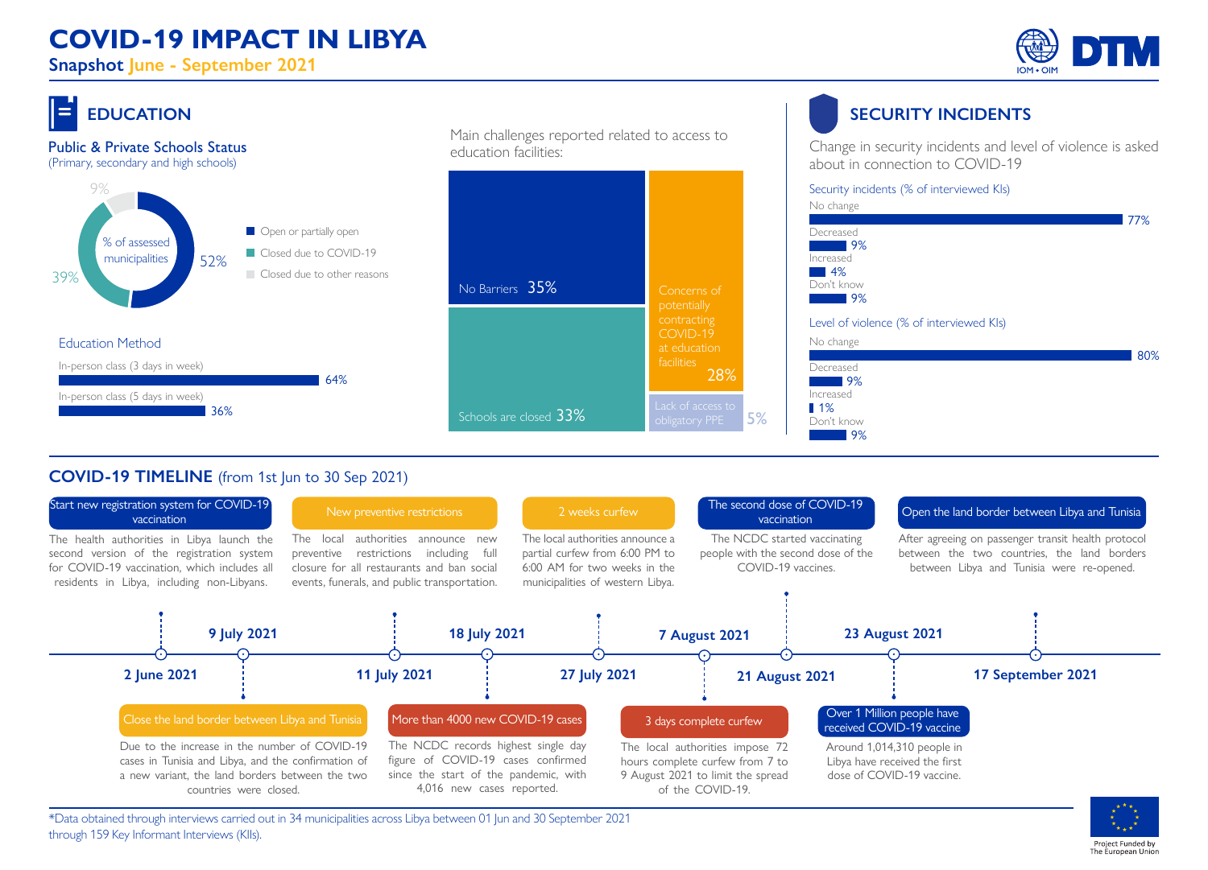# COVID-19 IMPACT IN LIBYA

**Snapshot June - September 2021**

## EDUCATION

### Public & Private Schools Status

(Primary, secondary and high schools)

% of assessed municipalities

52%
39%
9%

- Open or partially open
- Closed due to COVID-19
- Closed due to other reasons

### Education Method

In-person class (3 days in week) 64%

In-person class (5 days in week) 36%

### Main challenges reported related to access to education facilities:

No Barriers 35%

Schools are closed 33%

Concerns of potentially contracting COVID-19 at education facilities 28%

Lack of access to obligatory PPE 5%

## SECURITY INCIDENTS

Change in security incidents and level of violence is asked about in connection to COVID-19

### Security incidents (% of interviewed KIs)

No change 77%

Decreased 9%

Increased 4%

Don't know 9%

### Level of violence (% of interviewed KIs)

No change 80%

Decreased 9%

Increased 1%

Don't know 9%

## COVID-19 TIMELINE (from 1st Jun to 30 Sep 2021)

**2 June 2021 — Start new registration system for COVID-19 vaccination**
The health authorities in Libya launch the second version of the registration system for COVID-19 vaccination, which includes all residents in Libya, including non-Libyans.

**9 July 2021 — Close the land border between Libya and Tunisia**
Due to the increase in the number of COVID-19 cases in Tunisia and Libya, and the confirmation of a new variant, the land borders between the two countries were closed.

**11 July 2021 — New preventive restrictions**
The local authorities announce new preventive restrictions including full closure for all restaurants and ban social events, funerals, and public transportation.

**18 July 2021 — More than 4000 new COVID-19 cases**
The NCDC records highest single day figure of COVID-19 cases confirmed since the start of the pandemic, with 4,016 new cases reported.

**27 July 2021 — 2 weeks curfew**
The local authorities announce a partial curfew from 6:00 PM to 6:00 AM for two weeks in the municipalities of western Libya.

**7 August 2021 — 3 days complete curfew**
The local authorities impose 72 hours complete curfew from 7 to 9 August 2021 to limit the spread of the COVID-19.

**21 August 2021 — The second dose of COVID-19 vaccination**
The NCDC started vaccinating people with the second dose of the COVID-19 vaccines.

**23 August 2021 — Over 1 Million people have received COVID-19 vaccine**
Around 1,014,310 people in Libya have received the first dose of COVID-19 vaccine.

**17 September 2021 — Open the land border between Libya and Tunisia**
After agreeing on passenger transit health protocol between the two countries, the land borders between Libya and Tunisia were re-opened.

*Data obtained through interviews carried out in 34 municipalities across Libya between 01 Jun and 30 September 2021 through 159 Key Informant Interviews (KIIs).

Project Funded by The European Union